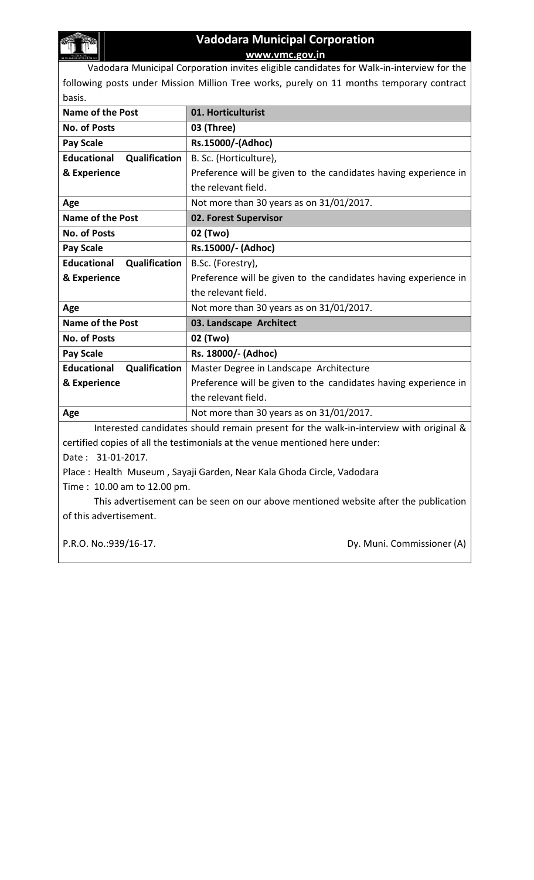# Vadodara Municipal Corporation

**www.vmc.gov.in**

Vadodara Municipal Corporation invites eligible candidates for Walk-in-interview for the following posts under Mission Million Tree works, purely on 11 months temporary contract basis.

| Name of the Post | 01. Horticulturist |
|---|---|
| No. of Posts | 03 (Three) |
| Pay Scale | Rs.15000/-(Adhoc) |
| Educational Qualification & Experience | B. Sc. (Horticulture), Preference will be given to the candidates having experience in the relevant field. |
| Age | Not more than 30 years as on 31/01/2017. |
| **Name of the Post** | **02. Forest Supervisor** |
| No. of Posts | 02 (Two) |
| Pay Scale | Rs.15000/- (Adhoc) |
| Educational Qualification & Experience | B.Sc. (Forestry), Preference will be given to the candidates having experience in the relevant field. |
| Age | Not more than 30 years as on 31/01/2017. |
| **Name of the Post** | **03. Landscape Architect** |
| No. of Posts | 02 (Two) |
| Pay Scale | Rs. 18000/- (Adhoc) |
| Educational Qualification & Experience | Master Degree in Landscape Architecture Preference will be given to the candidates having experience in the relevant field. |
| Age | Not more than 30 years as on 31/01/2017. |

Interested candidates should remain present for the walk-in-interview with original & certified copies of all the testimonials at the venue mentioned here under:

Date : 31-01-2017.

Place : Health Museum , Sayaji Garden, Near Kala Ghoda Circle, Vadodara

Time : 10.00 am to 12.00 pm.

This advertisement can be seen on our above mentioned website after the publication of this advertisement.

P.R.O. No.:939/16-17.

Dy. Muni. Commissioner (A)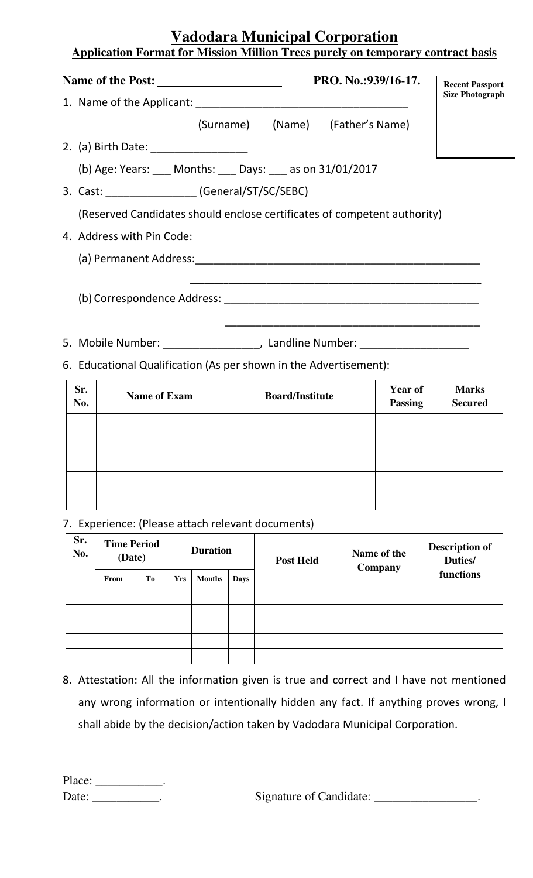# Vadodara Municipal Corporation

## Application Format for Mission Million Trees purely on temporary contract basis

**Name of the Post:** ____________________ **PRO. No.:939/16-17.**

**Recent Passport Size Photograph**

1. Name of the Applicant: ___________________________________

   (Surname) (Name) (Father's Name)

2. (a) Birth Date: ________________

   (b) Age: Years: ___ Months: ___ Days: ___ as on 31/01/2017

3. Cast: _______________ (General/ST/SC/SEBC)

   (Reserved Candidates should enclose certificates of competent authority)

4. Address with Pin Code:

   (a) Permanent Address:_________________________________________________

   _________________________________________________

   (b) Correspondence Address: ___________________________________________

   ___________________________________________

5. Mobile Number: ________________, Landline Number: __________________

6. Educational Qualification (As per shown in the Advertisement):

| Sr. No. | Name of Exam | Board/Institute | Year of Passing | Marks Secured |
|---|---|---|---|---|
| | | | | |
| | | | | |
| | | | | |
| | | | | |
| | | | | |

7. Experience: (Please attach relevant documents)

| Sr. No. | Time Period (Date) | | Duration | | | Post Held | Name of the Company | Description of Duties/ functions |
|---|---|---|---|---|---|---|---|---|
| | From | To | Yrs | Months | Days | | | |
| | | | | | | | | |
| | | | | | | | | |
| | | | | | | | | |
| | | | | | | | | |
| | | | | | | | | |

8. Attestation: All the information given is true and correct and I have not mentioned any wrong information or intentionally hidden any fact. If anything proves wrong, I shall abide by the decision/action taken by Vadodara Municipal Corporation.

Place: ___________.

Date: ___________. Signature of Candidate: _________________.